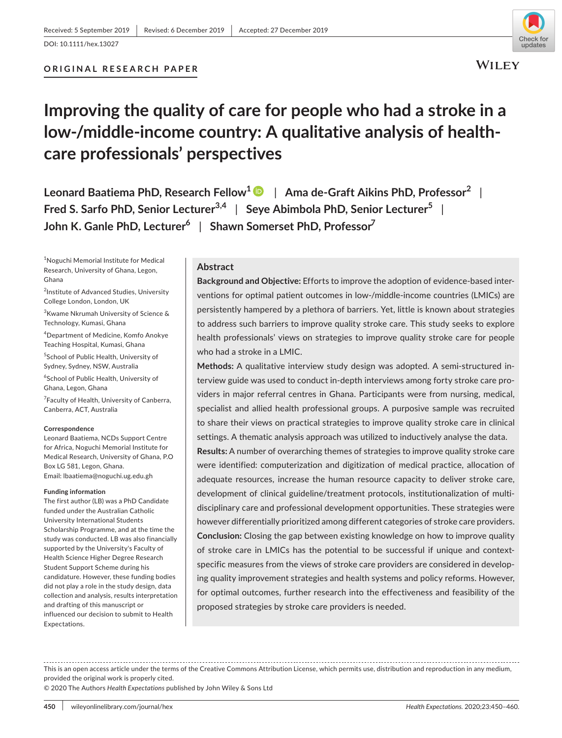Received: 5 September 2019 | Revised: 6 December 2019 | Accepted: 27 December 2019

DOI: 10.1111/hex.13027

ORIGINAL RESEARCH PAPER

# Improving the quality of care for people who had a stroke in a low-/middle-income country: A qualitative analysis of health-care professionals' perspectives

**Leonard Baatiema PhD, Research Fellow[1]** | **Ama de-Graft Aikins PhD, Professor[2]** | **Fred S. Sarfo PhD, Senior Lecturer[3,4]** | **Seye Abimbola PhD, Senior Lecturer[5]** | **John K. Ganle PhD, Lecturer[6]** | **Shawn Somerset PhD, Professor[7]**

[1]Noguchi Memorial Institute for Medical Research, University of Ghana, Legon, Ghana

[2]Institute of Advanced Studies, University College London, London, UK

[3]Kwame Nkrumah University of Science & Technology, Kumasi, Ghana

[4]Department of Medicine, Komfo Anokye Teaching Hospital, Kumasi, Ghana

[5]School of Public Health, University of Sydney, Sydney, NSW, Australia

[6]School of Public Health, University of Ghana, Legon, Ghana

[7]Faculty of Health, University of Canberra, Canberra, ACT, Australia

**Correspondence**
Leonard Baatiema, NCDs Support Centre for Africa, Noguchi Memorial Institute for Medical Research, University of Ghana, P.O Box LG 581, Legon, Ghana.
Email: lbaatiema@noguchi.ug.edu.gh

**Funding information**
The first author (LB) was a PhD Candidate funded under the Australian Catholic University International Students Scholarship Programme, and at the time the study was conducted. LB was also financially supported by the University's Faculty of Health Science Higher Degree Research Student Support Scheme during his candidature. However, these funding bodies did not play a role in the study design, data collection and analysis, results interpretation and drafting of this manuscript or influenced our decision to submit to Health Expectations.

## Abstract

**Background and Objective:** Efforts to improve the adoption of evidence-based interventions for optimal patient outcomes in low-/middle-income countries (LMICs) are persistently hampered by a plethora of barriers. Yet, little is known about strategies to address such barriers to improve quality stroke care. This study seeks to explore health professionals' views on strategies to improve quality stroke care for people who had a stroke in a LMIC.

**Methods:** A qualitative interview study design was adopted. A semi-structured interview guide was used to conduct in-depth interviews among forty stroke care providers in major referral centres in Ghana. Participants were from nursing, medical, specialist and allied health professional groups. A purposive sample was recruited to share their views on practical strategies to improve quality stroke care in clinical settings. A thematic analysis approach was utilized to inductively analyse the data.

**Results:** A number of overarching themes of strategies to improve quality stroke care were identified: computerization and digitization of medical practice, allocation of adequate resources, increase the human resource capacity to deliver stroke care, development of clinical guideline/treatment protocols, institutionalization of multidisciplinary care and professional development opportunities. These strategies were however differentially prioritized among different categories of stroke care providers.

**Conclusion:** Closing the gap between existing knowledge on how to improve quality of stroke care in LMICs has the potential to be successful if unique and context-specific measures from the views of stroke care providers are considered in developing quality improvement strategies and health systems and policy reforms. However, for optimal outcomes, further research into the effectiveness and feasibility of the proposed strategies by stroke care providers is needed.

This is an open access article under the terms of the Creative Commons Attribution License, which permits use, distribution and reproduction in any medium, provided the original work is properly cited.
© 2020 The Authors *Health Expectations* published by John Wiley & Sons Ltd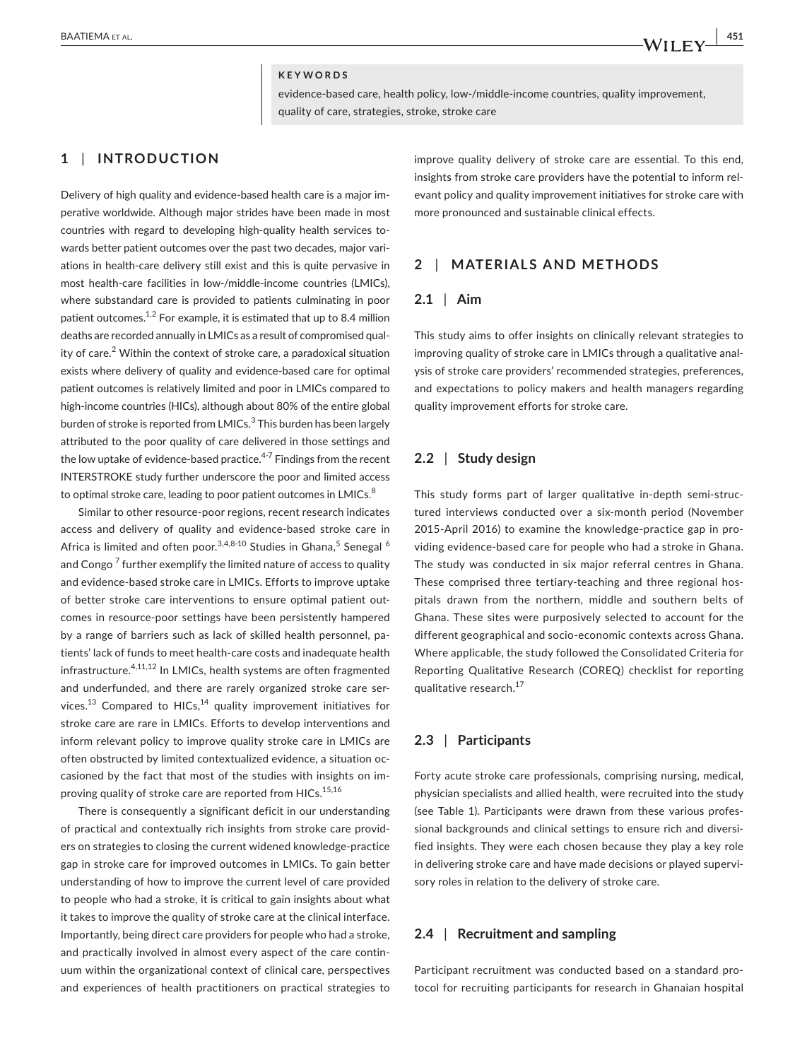**KEYWORDS**

evidence-based care, health policy, low-/middle-income countries, quality improvement, quality of care, strategies, stroke, stroke care

## 1 | INTRODUCTION

Delivery of high quality and evidence-based health care is a major imperative worldwide. Although major strides have been made in most countries with regard to developing high-quality health services towards better patient outcomes over the past two decades, major variations in health-care delivery still exist and this is quite pervasive in most health-care facilities in low-/middle-income countries (LMICs), where substandard care is provided to patients culminating in poor patient outcomes.[1,2] For example, it is estimated that up to 8.4 million deaths are recorded annually in LMICs as a result of compromised quality of care.[2] Within the context of stroke care, a paradoxical situation exists where delivery of quality and evidence-based care for optimal patient outcomes is relatively limited and poor in LMICs compared to high-income countries (HICs), although about 80% of the entire global burden of stroke is reported from LMICs.[3] This burden has been largely attributed to the poor quality of care delivered in those settings and the low uptake of evidence-based practice.[4-7] Findings from the recent INTERSTROKE study further underscore the poor and limited access to optimal stroke care, leading to poor patient outcomes in LMICs.[8]

Similar to other resource-poor regions, recent research indicates access and delivery of quality and evidence-based stroke care in Africa is limited and often poor.[3,4,8-10] Studies in Ghana,[5] Senegal [6] and Congo [7] further exemplify the limited nature of access to quality and evidence-based stroke care in LMICs. Efforts to improve uptake of better stroke care interventions to ensure optimal patient outcomes in resource-poor settings have been persistently hampered by a range of barriers such as lack of skilled health personnel, patients' lack of funds to meet health-care costs and inadequate health infrastructure.[4,11,12] In LMICs, health systems are often fragmented and underfunded, and there are rarely organized stroke care services.[13] Compared to HICs,[14] quality improvement initiatives for stroke care are rare in LMICs. Efforts to develop interventions and inform relevant policy to improve quality stroke care in LMICs are often obstructed by limited contextualized evidence, a situation occasioned by the fact that most of the studies with insights on improving quality of stroke care are reported from HICs.[15,16]

There is consequently a significant deficit in our understanding of practical and contextually rich insights from stroke care providers on strategies to closing the current widened knowledge-practice gap in stroke care for improved outcomes in LMICs. To gain better understanding of how to improve the current level of care provided to people who had a stroke, it is critical to gain insights about what it takes to improve the quality of stroke care at the clinical interface. Importantly, being direct care providers for people who had a stroke, and practically involved in almost every aspect of the care continuum within the organizational context of clinical care, perspectives and experiences of health practitioners on practical strategies to improve quality delivery of stroke care are essential. To this end, insights from stroke care providers have the potential to inform relevant policy and quality improvement initiatives for stroke care with more pronounced and sustainable clinical effects.

## 2 | MATERIALS AND METHODS

### 2.1 | Aim

This study aims to offer insights on clinically relevant strategies to improving quality of stroke care in LMICs through a qualitative analysis of stroke care providers' recommended strategies, preferences, and expectations to policy makers and health managers regarding quality improvement efforts for stroke care.

### 2.2 | Study design

This study forms part of larger qualitative in-depth semi-structured interviews conducted over a six-month period (November 2015-April 2016) to examine the knowledge-practice gap in providing evidence-based care for people who had a stroke in Ghana. The study was conducted in six major referral centres in Ghana. These comprised three tertiary-teaching and three regional hospitals drawn from the northern, middle and southern belts of Ghana. These sites were purposively selected to account for the different geographical and socio-economic contexts across Ghana. Where applicable, the study followed the Consolidated Criteria for Reporting Qualitative Research (COREQ) checklist for reporting qualitative research.[17]

### 2.3 | Participants

Forty acute stroke care professionals, comprising nursing, medical, physician specialists and allied health, were recruited into the study (see Table 1). Participants were drawn from these various professional backgrounds and clinical settings to ensure rich and diversified insights. They were each chosen because they play a key role in delivering stroke care and have made decisions or played supervisory roles in relation to the delivery of stroke care.

### 2.4 | Recruitment and sampling

Participant recruitment was conducted based on a standard protocol for recruiting participants for research in Ghanaian hospital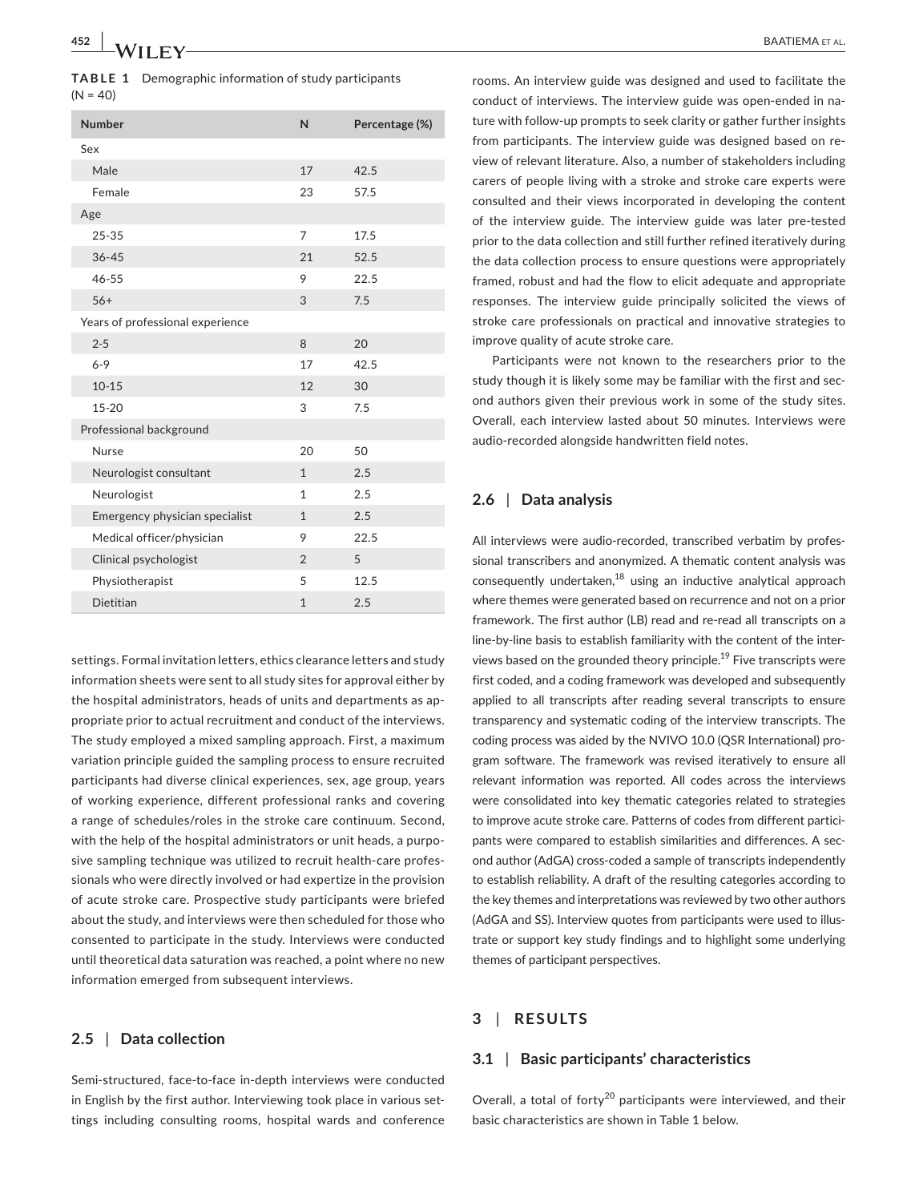**TABLE 1** Demographic information of study participants (N = 40)

| Number | N | Percentage (%) |
| --- | --- | --- |
| Sex | | |
| Male | 17 | 42.5 |
| Female | 23 | 57.5 |
| Age | | |
| 25-35 | 7 | 17.5 |
| 36-45 | 21 | 52.5 |
| 46-55 | 9 | 22.5 |
| 56+ | 3 | 7.5 |
| Years of professional experience | | |
| 2-5 | 8 | 20 |
| 6-9 | 17 | 42.5 |
| 10-15 | 12 | 30 |
| 15-20 | 3 | 7.5 |
| Professional background | | |
| Nurse | 20 | 50 |
| Neurologist consultant | 1 | 2.5 |
| Neurologist | 1 | 2.5 |
| Emergency physician specialist | 1 | 2.5 |
| Medical officer/physician | 9 | 22.5 |
| Clinical psychologist | 2 | 5 |
| Physiotherapist | 5 | 12.5 |
| Dietitian | 1 | 2.5 |

settings. Formal invitation letters, ethics clearance letters and study information sheets were sent to all study sites for approval either by the hospital administrators, heads of units and departments as appropriate prior to actual recruitment and conduct of the interviews. The study employed a mixed sampling approach. First, a maximum variation principle guided the sampling process to ensure recruited participants had diverse clinical experiences, sex, age group, years of working experience, different professional ranks and covering a range of schedules/roles in the stroke care continuum. Second, with the help of the hospital administrators or unit heads, a purposive sampling technique was utilized to recruit health-care professionals who were directly involved or had expertise in the provision of acute stroke care. Prospective study participants were briefed about the study, and interviews were then scheduled for those who consented to participate in the study. Interviews were conducted until theoretical data saturation was reached, a point where no new information emerged from subsequent interviews.

### 2.5 | Data collection

Semi-structured, face-to-face in-depth interviews were conducted in English by the first author. Interviewing took place in various settings including consulting rooms, hospital wards and conference rooms. An interview guide was designed and used to facilitate the conduct of interviews. The interview guide was open-ended in nature with follow-up prompts to seek clarity or gather further insights from participants. The interview guide was designed based on review of relevant literature. Also, a number of stakeholders including carers of people living with a stroke and stroke care experts were consulted and their views incorporated in developing the content of the interview guide. The interview guide was later pre-tested prior to the data collection and still further refined iteratively during the data collection process to ensure questions were appropriately framed, robust and had the flow to elicit adequate and appropriate responses. The interview guide principally solicited the views of stroke care professionals on practical and innovative strategies to improve quality of acute stroke care.

Participants were not known to the researchers prior to the study though it is likely some may be familiar with the first and second authors given their previous work in some of the study sites. Overall, each interview lasted about 50 minutes. Interviews were audio-recorded alongside handwritten field notes.

### 2.6 | Data analysis

All interviews were audio-recorded, transcribed verbatim by professional transcribers and anonymized. A thematic content analysis was consequently undertaken,[18] using an inductive analytical approach where themes were generated based on recurrence and not on a prior framework. The first author (LB) read and re-read all transcripts on a line-by-line basis to establish familiarity with the content of the interviews based on the grounded theory principle.[19] Five transcripts were first coded, and a coding framework was developed and subsequently applied to all transcripts after reading several transcripts to ensure transparency and systematic coding of the interview transcripts. The coding process was aided by the NVIVO 10.0 (QSR International) program software. The framework was revised iteratively to ensure all relevant information was reported. All codes across the interviews were consolidated into key thematic categories related to strategies to improve acute stroke care. Patterns of codes from different participants were compared to establish similarities and differences. A second author (AdGA) cross-coded a sample of transcripts independently to establish reliability. A draft of the resulting categories according to the key themes and interpretations was reviewed by two other authors (AdGA and SS). Interview quotes from participants were used to illustrate or support key study findings and to highlight some underlying themes of participant perspectives.

## 3 | RESULTS

### 3.1 | Basic participants' characteristics

Overall, a total of forty[20] participants were interviewed, and their basic characteristics are shown in Table 1 below.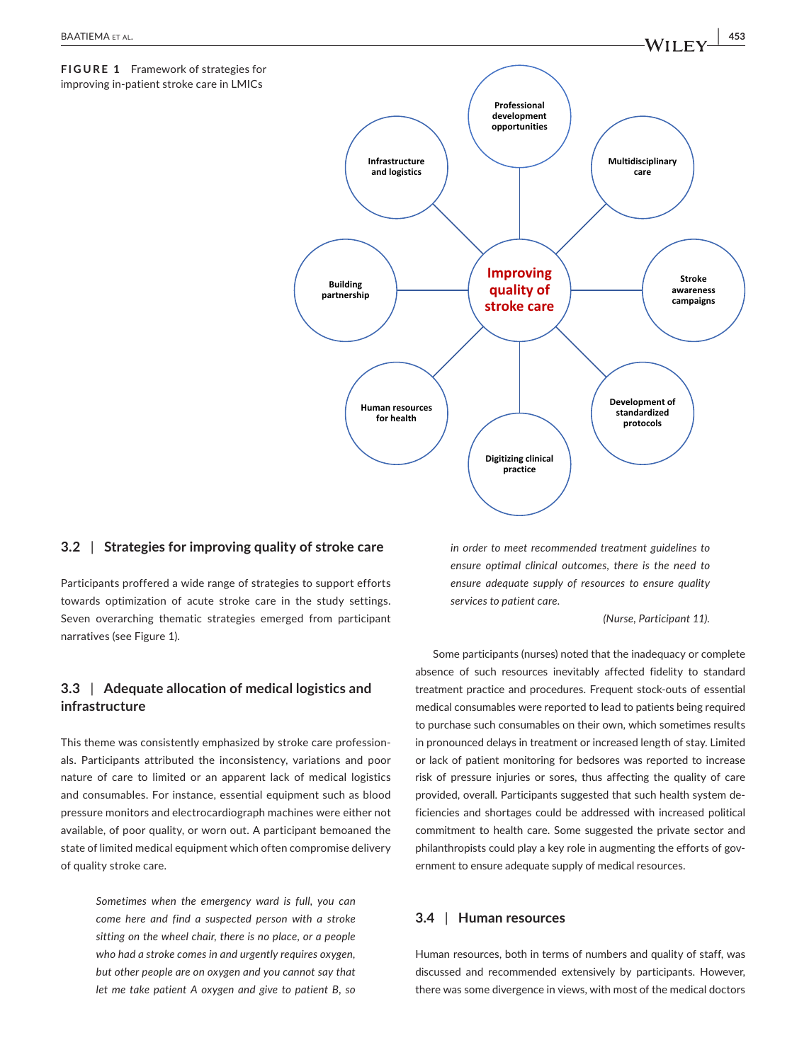**FIGURE 1** Framework of strategies for improving in-patient stroke care in LMICs

Improving quality of stroke care

- Professional development opportunities
- Multidisciplinary care
- Stroke awareness campaigns
- Development of standardized protocols
- Digitizing clinical practice
- Human resources for health
- Building partnership
- Infrastructure and logistics

### 3.2 | Strategies for improving quality of stroke care

Participants proffered a wide range of strategies to support efforts towards optimization of acute stroke care in the study settings. Seven overarching thematic strategies emerged from participant narratives (see Figure 1).

### 3.3 | Adequate allocation of medical logistics and infrastructure

This theme was consistently emphasized by stroke care professionals. Participants attributed the inconsistency, variations and poor nature of care to limited or an apparent lack of medical logistics and consumables. For instance, essential equipment such as blood pressure monitors and electrocardiograph machines were either not available, of poor quality, or worn out. A participant bemoaned the state of limited medical equipment which often compromise delivery of quality stroke care.

> *Sometimes when the emergency ward is full, you can come here and find a suspected person with a stroke sitting on the wheel chair, there is no place, or a people who had a stroke comes in and urgently requires oxygen, but other people are on oxygen and you cannot say that let me take patient A oxygen and give to patient B, so in order to meet recommended treatment guidelines to ensure optimal clinical outcomes, there is the need to ensure adequate supply of resources to ensure quality services to patient care.*
>
> (Nurse, Participant 11).

Some participants (nurses) noted that the inadequacy or complete absence of such resources inevitably affected fidelity to standard treatment practice and procedures. Frequent stock-outs of essential medical consumables were reported to lead to patients being required to purchase such consumables on their own, which sometimes results in pronounced delays in treatment or increased length of stay. Limited or lack of patient monitoring for bedsores was reported to increase risk of pressure injuries or sores, thus affecting the quality of care provided, overall. Participants suggested that such health system deficiencies and shortages could be addressed with increased political commitment to health care. Some suggested the private sector and philanthropists could play a key role in augmenting the efforts of government to ensure adequate supply of medical resources.

### 3.4 | Human resources

Human resources, both in terms of numbers and quality of staff, was discussed and recommended extensively by participants. However, there was some divergence in views, with most of the medical doctors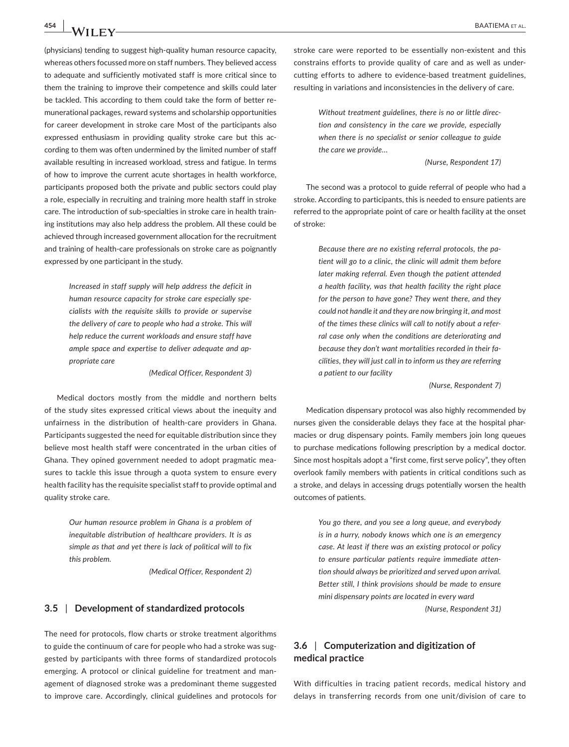(physicians) tending to suggest high-quality human resource capacity, whereas others focussed more on staff numbers. They believed access to adequate and sufficiently motivated staff is more critical since to them the training to improve their competence and skills could later be tackled. This according to them could take the form of better remunerational packages, reward systems and scholarship opportunities for career development in stroke care Most of the participants also expressed enthusiasm in providing quality stroke care but this according to them was often undermined by the limited number of staff available resulting in increased workload, stress and fatigue. In terms of how to improve the current acute shortages in health workforce, participants proposed both the private and public sectors could play a role, especially in recruiting and training more health staff in stroke care. The introduction of sub-specialties in stroke care in health training institutions may also help address the problem. All these could be achieved through increased government allocation for the recruitment and training of health-care professionals on stroke care as poignantly expressed by one participant in the study.

> *Increased in staff supply will help address the deficit in human resource capacity for stroke care especially specialists with the requisite skills to provide or supervise the delivery of care to people who had a stroke. This will help reduce the current workloads and ensure staff have ample space and expertise to deliver adequate and appropriate care*
>
> *(Medical Officer, Respondent 3)*

Medical doctors mostly from the middle and northern belts of the study sites expressed critical views about the inequity and unfairness in the distribution of health-care providers in Ghana. Participants suggested the need for equitable distribution since they believe most health staff were concentrated in the urban cities of Ghana. They opined government needed to adopt pragmatic measures to tackle this issue through a quota system to ensure every health facility has the requisite specialist staff to provide optimal and quality stroke care.

> *Our human resource problem in Ghana is a problem of inequitable distribution of healthcare providers. It is as simple as that and yet there is lack of political will to fix this problem.*
>
> *(Medical Officer, Respondent 2)*

### 3.5 | Development of standardized protocols

The need for protocols, flow charts or stroke treatment algorithms to guide the continuum of care for people who had a stroke was suggested by participants with three forms of standardized protocols emerging. A protocol or clinical guideline for treatment and management of diagnosed stroke was a predominant theme suggested to improve care. Accordingly, clinical guidelines and protocols for stroke care were reported to be essentially non-existent and this constrains efforts to provide quality of care and as well as undercutting efforts to adhere to evidence-based treatment guidelines, resulting in variations and inconsistencies in the delivery of care.

> *Without treatment guidelines, there is no or little direction and consistency in the care we provide, especially when there is no specialist or senior colleague to guide the care we provide…*
>
> *(Nurse, Respondent 17)*

The second was a protocol to guide referral of people who had a stroke. According to participants, this is needed to ensure patients are referred to the appropriate point of care or health facility at the onset of stroke:

> *Because there are no existing referral protocols, the patient will go to a clinic, the clinic will admit them before later making referral. Even though the patient attended a health facility, was that health facility the right place for the person to have gone? They went there, and they could not handle it and they are now bringing it, and most of the times these clinics will call to notify about a referral case only when the conditions are deteriorating and because they don't want mortalities recorded in their facilities, they will just call in to inform us they are referring a patient to our facility*
>
> *(Nurse, Respondent 7)*

Medication dispensary protocol was also highly recommended by nurses given the considerable delays they face at the hospital pharmacies or drug dispensary points. Family members join long queues to purchase medications following prescription by a medical doctor. Since most hospitals adopt a "first come, first serve policy", they often overlook family members with patients in critical conditions such as a stroke, and delays in accessing drugs potentially worsen the health outcomes of patients.

> *You go there, and you see a long queue, and everybody is in a hurry, nobody knows which one is an emergency case. At least if there was an existing protocol or policy to ensure particular patients require immediate attention should always be prioritized and served upon arrival. Better still, I think provisions should be made to ensure mini dispensary points are located in every ward*
>
> *(Nurse, Respondent 31)*

### 3.6 | Computerization and digitization of medical practice

With difficulties in tracing patient records, medical history and delays in transferring records from one unit/division of care to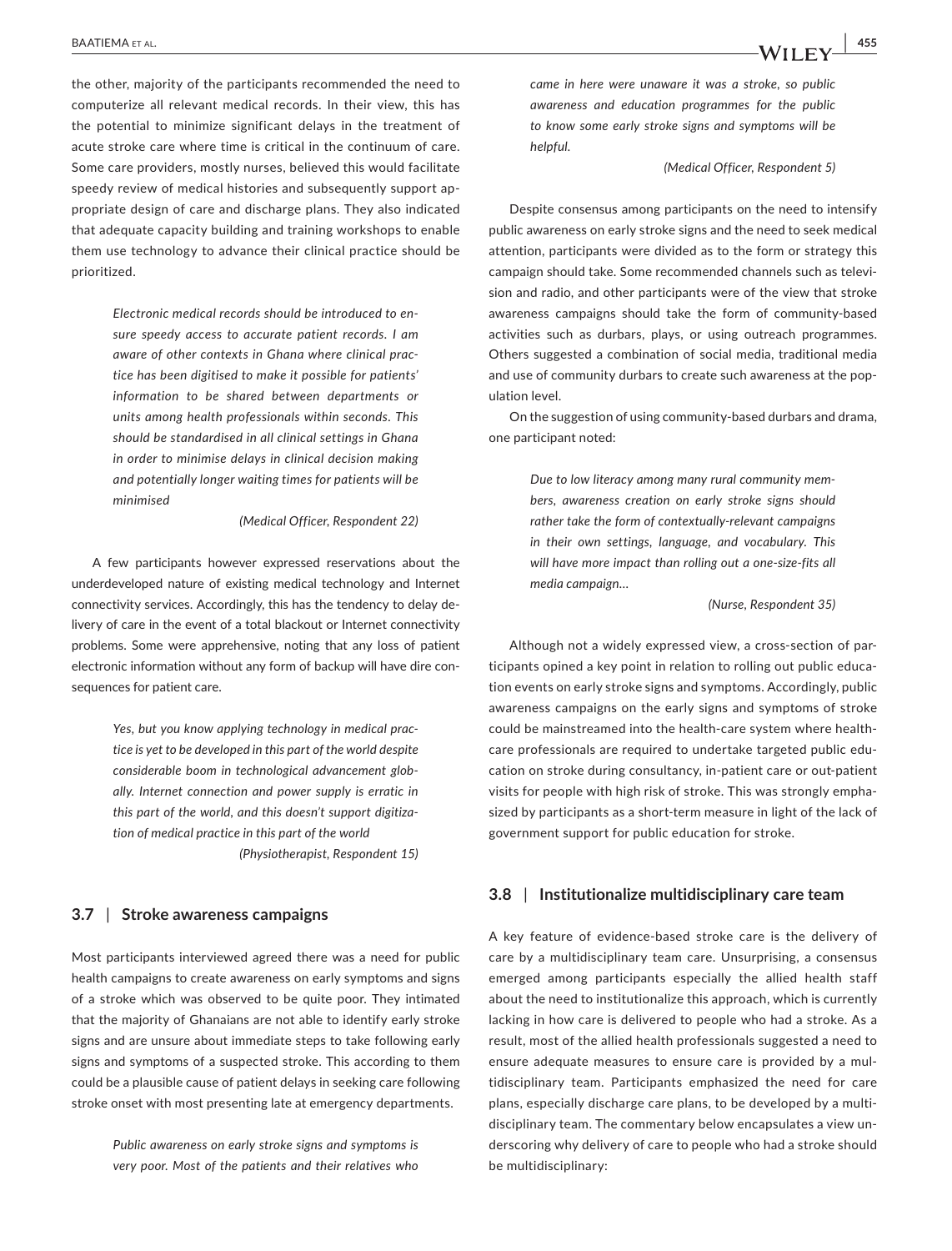the other, majority of the participants recommended the need to computerize all relevant medical records. In their view, this has the potential to minimize significant delays in the treatment of acute stroke care where time is critical in the continuum of care. Some care providers, mostly nurses, believed this would facilitate speedy review of medical histories and subsequently support appropriate design of care and discharge plans. They also indicated that adequate capacity building and training workshops to enable them use technology to advance their clinical practice should be prioritized.

> *Electronic medical records should be introduced to ensure speedy access to accurate patient records. I am aware of other contexts in Ghana where clinical practice has been digitised to make it possible for patients' information to be shared between departments or units among health professionals within seconds. This should be standardised in all clinical settings in Ghana in order to minimise delays in clinical decision making and potentially longer waiting times for patients will be minimised*
>
> (Medical Officer, Respondent 22)

A few participants however expressed reservations about the underdeveloped nature of existing medical technology and Internet connectivity services. Accordingly, this has the tendency to delay delivery of care in the event of a total blackout or Internet connectivity problems. Some were apprehensive, noting that any loss of patient electronic information without any form of backup will have dire consequences for patient care.

> *Yes, but you know applying technology in medical practice is yet to be developed in this part of the world despite considerable boom in technological advancement globally. Internet connection and power supply is erratic in this part of the world, and this doesn't support digitization of medical practice in this part of the world*
>
> (Physiotherapist, Respondent 15)

### 3.7 | Stroke awareness campaigns

Most participants interviewed agreed there was a need for public health campaigns to create awareness on early symptoms and signs of a stroke which was observed to be quite poor. They intimated that the majority of Ghanaians are not able to identify early stroke signs and are unsure about immediate steps to take following early signs and symptoms of a suspected stroke. This according to them could be a plausible cause of patient delays in seeking care following stroke onset with most presenting late at emergency departments.

> *Public awareness on early stroke signs and symptoms is very poor. Most of the patients and their relatives who came in here were unaware it was a stroke, so public awareness and education programmes for the public to know some early stroke signs and symptoms will be helpful.*
>
> (Medical Officer, Respondent 5)

Despite consensus among participants on the need to intensify public awareness on early stroke signs and the need to seek medical attention, participants were divided as to the form or strategy this campaign should take. Some recommended channels such as television and radio, and other participants were of the view that stroke awareness campaigns should take the form of community-based activities such as durbars, plays, or using outreach programmes. Others suggested a combination of social media, traditional media and use of community durbars to create such awareness at the population level.

On the suggestion of using community-based durbars and drama, one participant noted:

> *Due to low literacy among many rural community members, awareness creation on early stroke signs should rather take the form of contextually-relevant campaigns in their own settings, language, and vocabulary. This will have more impact than rolling out a one-size-fits all media campaign…*
>
> (Nurse, Respondent 35)

Although not a widely expressed view, a cross-section of participants opined a key point in relation to rolling out public education events on early stroke signs and symptoms. Accordingly, public awareness campaigns on the early signs and symptoms of stroke could be mainstreamed into the health-care system where health-care professionals are required to undertake targeted public education on stroke during consultancy, in-patient care or out-patient visits for people with high risk of stroke. This was strongly emphasized by participants as a short-term measure in light of the lack of government support for public education for stroke.

### 3.8 | Institutionalize multidisciplinary care team

A key feature of evidence-based stroke care is the delivery of care by a multidisciplinary team care. Unsurprising, a consensus emerged among participants especially the allied health staff about the need to institutionalize this approach, which is currently lacking in how care is delivered to people who had a stroke. As a result, most of the allied health professionals suggested a need to ensure adequate measures to ensure care is provided by a multidisciplinary team. Participants emphasized the need for care plans, especially discharge care plans, to be developed by a multidisciplinary team. The commentary below encapsulates a view underscoring why delivery of care to people who had a stroke should be multidisciplinary: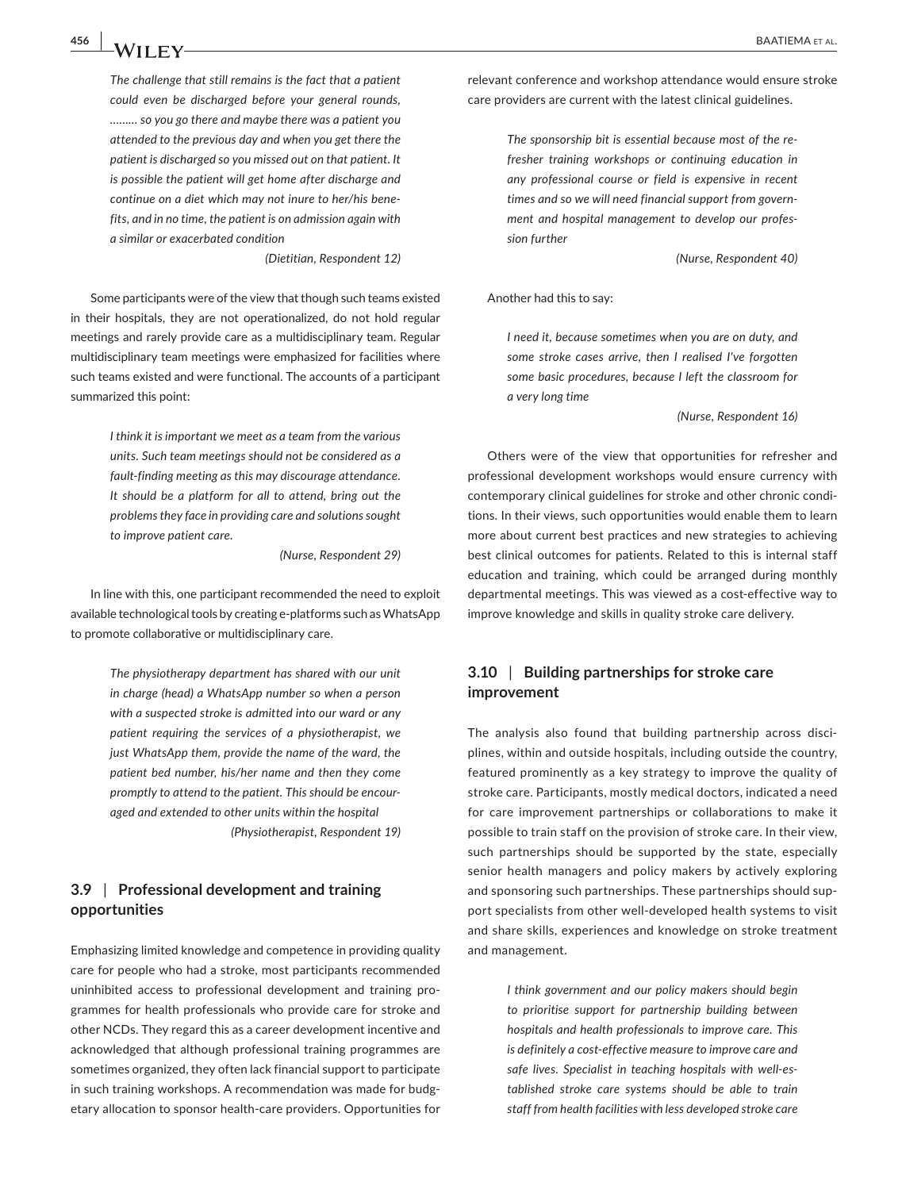*The challenge that still remains is the fact that a patient could even be discharged before your general rounds, ……… so you go there and maybe there was a patient you attended to the previous day and when you get there the patient is discharged so you missed out on that patient. It is possible the patient will get home after discharge and continue on a diet which may not inure to her/his benefits, and in no time, the patient is on admission again with a similar or exacerbated condition*

*(Dietitian, Respondent 12)*

Some participants were of the view that though such teams existed in their hospitals, they are not operationalized, do not hold regular meetings and rarely provide care as a multidisciplinary team. Regular multidisciplinary team meetings were emphasized for facilities where such teams existed and were functional. The accounts of a participant summarized this point:

> *I think it is important we meet as a team from the various units. Such team meetings should not be considered as a fault-finding meeting as this may discourage attendance. It should be a platform for all to attend, bring out the problems they face in providing care and solutions sought to improve patient care.*
>
> *(Nurse, Respondent 29)*

In line with this, one participant recommended the need to exploit available technological tools by creating e-platforms such as WhatsApp to promote collaborative or multidisciplinary care.

> *The physiotherapy department has shared with our unit in charge (head) a WhatsApp number so when a person with a suspected stroke is admitted into our ward or any patient requiring the services of a physiotherapist, we just WhatsApp them, provide the name of the ward, the patient bed number, his/her name and then they come promptly to attend to the patient. This should be encouraged and extended to other units within the hospital*
>
> *(Physiotherapist, Respondent 19)*

### 3.9 | Professional development and training opportunities

Emphasizing limited knowledge and competence in providing quality care for people who had a stroke, most participants recommended uninhibited access to professional development and training programmes for health professionals who provide care for stroke and other NCDs. They regard this as a career development incentive and acknowledged that although professional training programmes are sometimes organized, they often lack financial support to participate in such training workshops. A recommendation was made for budgetary allocation to sponsor health-care providers. Opportunities for relevant conference and workshop attendance would ensure stroke care providers are current with the latest clinical guidelines.

> *The sponsorship bit is essential because most of the refresher training workshops or continuing education in any professional course or field is expensive in recent times and so we will need financial support from government and hospital management to develop our profession further*
>
> *(Nurse, Respondent 40)*

Another had this to say:

> *I need it, because sometimes when you are on duty, and some stroke cases arrive, then I realised I've forgotten some basic procedures, because I left the classroom for a very long time*
>
> *(Nurse, Respondent 16)*

Others were of the view that opportunities for refresher and professional development workshops would ensure currency with contemporary clinical guidelines for stroke and other chronic conditions. In their views, such opportunities would enable them to learn more about current best practices and new strategies to achieving best clinical outcomes for patients. Related to this is internal staff education and training, which could be arranged during monthly departmental meetings. This was viewed as a cost-effective way to improve knowledge and skills in quality stroke care delivery.

### 3.10 | Building partnerships for stroke care improvement

The analysis also found that building partnership across disciplines, within and outside hospitals, including outside the country, featured prominently as a key strategy to improve the quality of stroke care. Participants, mostly medical doctors, indicated a need for care improvement partnerships or collaborations to make it possible to train staff on the provision of stroke care. In their view, such partnerships should be supported by the state, especially senior health managers and policy makers by actively exploring and sponsoring such partnerships. These partnerships should support specialists from other well-developed health systems to visit and share skills, experiences and knowledge on stroke treatment and management.

> *I think government and our policy makers should begin to prioritise support for partnership building between hospitals and health professionals to improve care. This is definitely a cost-effective measure to improve care and safe lives. Specialist in teaching hospitals with well-established stroke care systems should be able to train staff from health facilities with less developed stroke care*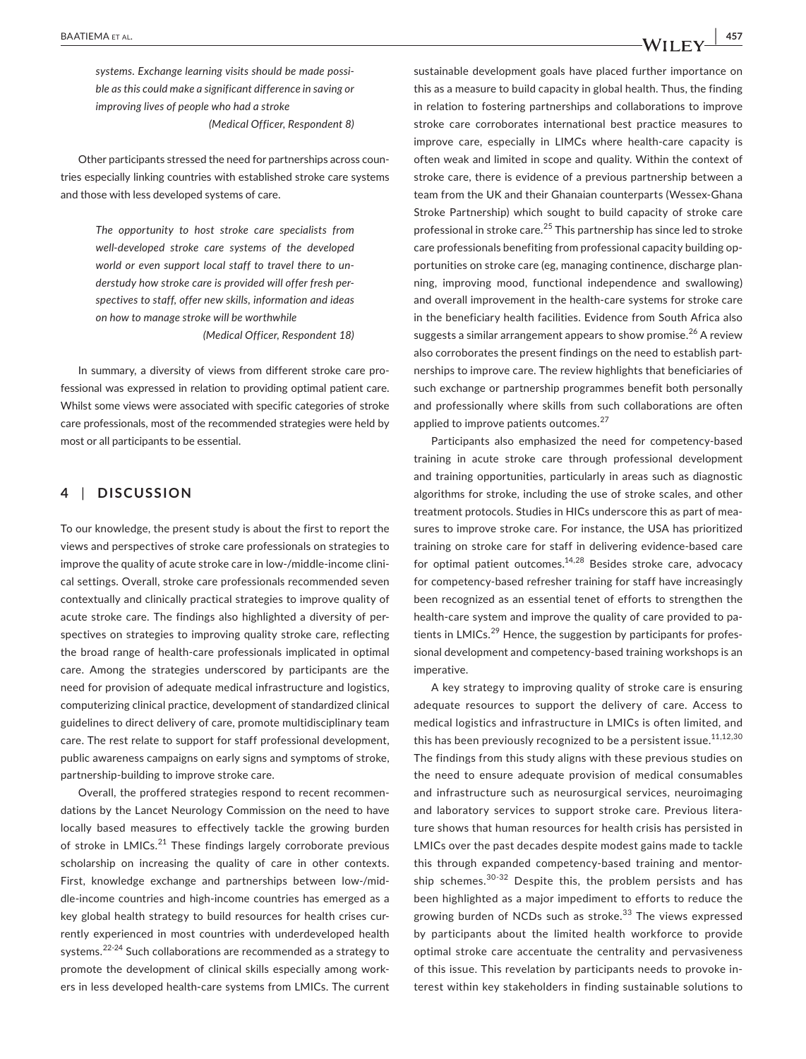*systems. Exchange learning visits should be made possible as this could make a significant difference in saving or improving lives of people who had a stroke*

*(Medical Officer, Respondent 8)*

Other participants stressed the need for partnerships across countries especially linking countries with established stroke care systems and those with less developed systems of care.

> *The opportunity to host stroke care specialists from well-developed stroke care systems of the developed world or even support local staff to travel there to understudy how stroke care is provided will offer fresh perspectives to staff, offer new skills, information and ideas on how to manage stroke will be worthwhile*
>
> *(Medical Officer, Respondent 18)*

In summary, a diversity of views from different stroke care professional was expressed in relation to providing optimal patient care. Whilst some views were associated with specific categories of stroke care professionals, most of the recommended strategies were held by most or all participants to be essential.

## 4 | DISCUSSION

To our knowledge, the present study is about the first to report the views and perspectives of stroke care professionals on strategies to improve the quality of acute stroke care in low-/middle-income clinical settings. Overall, stroke care professionals recommended seven contextually and clinically practical strategies to improve quality of acute stroke care. The findings also highlighted a diversity of perspectives on strategies to improving quality stroke care, reflecting the broad range of health-care professionals implicated in optimal care. Among the strategies underscored by participants are the need for provision of adequate medical infrastructure and logistics, computerizing clinical practice, development of standardized clinical guidelines to direct delivery of care, promote multidisciplinary team care. The rest relate to support for staff professional development, public awareness campaigns on early signs and symptoms of stroke, partnership-building to improve stroke care.

Overall, the proffered strategies respond to recent recommendations by the Lancet Neurology Commission on the need to have locally based measures to effectively tackle the growing burden of stroke in LMICs.[21] These findings largely corroborate previous scholarship on increasing the quality of care in other contexts. First, knowledge exchange and partnerships between low-/middle-income countries and high-income countries has emerged as a key global health strategy to build resources for health crises currently experienced in most countries with underdeveloped health systems.[22-24] Such collaborations are recommended as a strategy to promote the development of clinical skills especially among workers in less developed health-care systems from LMICs. The current sustainable development goals have placed further importance on this as a measure to build capacity in global health. Thus, the finding in relation to fostering partnerships and collaborations to improve stroke care corroborates international best practice measures to improve care, especially in LIMCs where health-care capacity is often weak and limited in scope and quality. Within the context of stroke care, there is evidence of a previous partnership between a team from the UK and their Ghanaian counterparts (Wessex-Ghana Stroke Partnership) which sought to build capacity of stroke care professional in stroke care.[25] This partnership has since led to stroke care professionals benefiting from professional capacity building opportunities on stroke care (eg, managing continence, discharge planning, improving mood, functional independence and swallowing) and overall improvement in the health-care systems for stroke care in the beneficiary health facilities. Evidence from South Africa also suggests a similar arrangement appears to show promise.[26] A review also corroborates the present findings on the need to establish partnerships to improve care. The review highlights that beneficiaries of such exchange or partnership programmes benefit both personally and professionally where skills from such collaborations are often applied to improve patients outcomes.[27]

Participants also emphasized the need for competency-based training in acute stroke care through professional development and training opportunities, particularly in areas such as diagnostic algorithms for stroke, including the use of stroke scales, and other treatment protocols. Studies in HICs underscore this as part of measures to improve stroke care. For instance, the USA has prioritized training on stroke care for staff in delivering evidence-based care for optimal patient outcomes.[14,28] Besides stroke care, advocacy for competency-based refresher training for staff have increasingly been recognized as an essential tenet of efforts to strengthen the health-care system and improve the quality of care provided to patients in LMICs.[29] Hence, the suggestion by participants for professional development and competency-based training workshops is an imperative.

A key strategy to improving quality of stroke care is ensuring adequate resources to support the delivery of care. Access to medical logistics and infrastructure in LMICs is often limited, and this has been previously recognized to be a persistent issue.[11,12,30] The findings from this study aligns with these previous studies on the need to ensure adequate provision of medical consumables and infrastructure such as neurosurgical services, neuroimaging and laboratory services to support stroke care. Previous literature shows that human resources for health crisis has persisted in LMICs over the past decades despite modest gains made to tackle this through expanded competency-based training and mentorship schemes.[30-32] Despite this, the problem persists and has been highlighted as a major impediment to efforts to reduce the growing burden of NCDs such as stroke.[33] The views expressed by participants about the limited health workforce to provide optimal stroke care accentuate the centrality and pervasiveness of this issue. This revelation by participants needs to provoke interest within key stakeholders in finding sustainable solutions to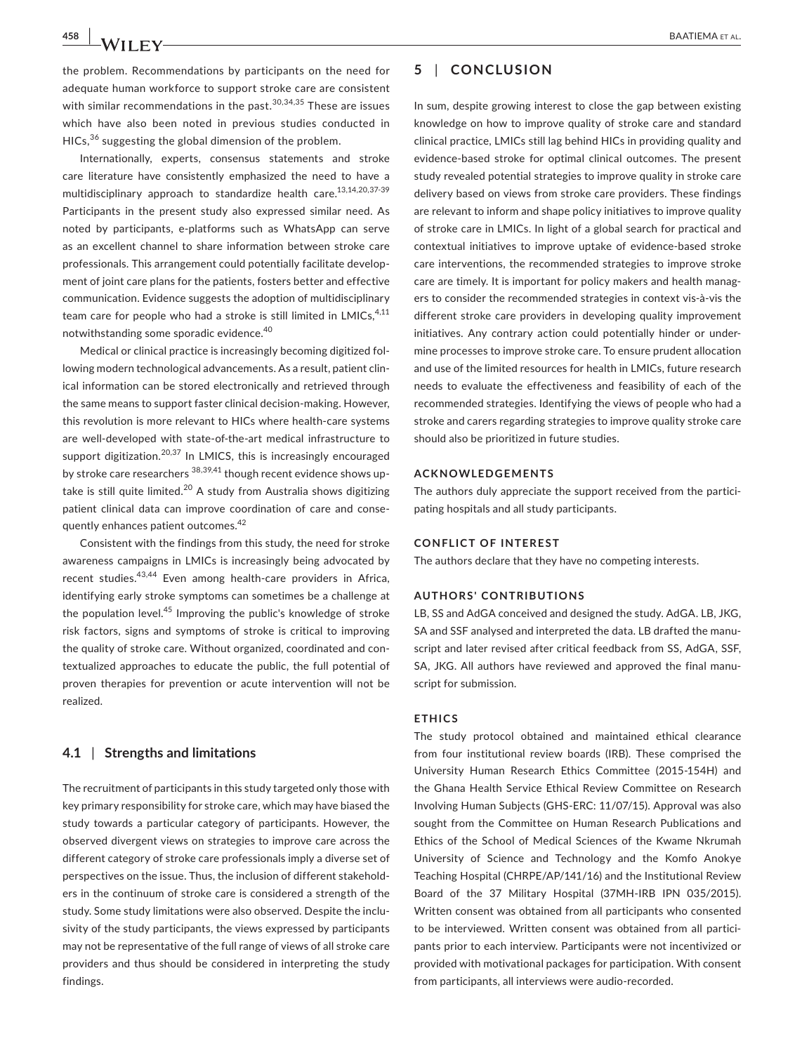the problem. Recommendations by participants on the need for adequate human workforce to support stroke care are consistent with similar recommendations in the past.[30,34,35] These are issues which have also been noted in previous studies conducted in HICs,[36] suggesting the global dimension of the problem.

Internationally, experts, consensus statements and stroke care literature have consistently emphasized the need to have a multidisciplinary approach to standardize health care.[13,14,20,37-39] Participants in the present study also expressed similar need. As noted by participants, e-platforms such as WhatsApp can serve as an excellent channel to share information between stroke care professionals. This arrangement could potentially facilitate development of joint care plans for the patients, fosters better and effective communication. Evidence suggests the adoption of multidisciplinary team care for people who had a stroke is still limited in LMICs,[4,11] notwithstanding some sporadic evidence.[40]

Medical or clinical practice is increasingly becoming digitized following modern technological advancements. As a result, patient clinical information can be stored electronically and retrieved through the same means to support faster clinical decision-making. However, this revolution is more relevant to HICs where health-care systems are well-developed with state-of-the-art medical infrastructure to support digitization.[20,37] In LMICS, this is increasingly encouraged by stroke care researchers [38,39,41] though recent evidence shows uptake is still quite limited.[20] A study from Australia shows digitizing patient clinical data can improve coordination of care and consequently enhances patient outcomes.[42]

Consistent with the findings from this study, the need for stroke awareness campaigns in LMICs is increasingly being advocated by recent studies.[43,44] Even among health-care providers in Africa, identifying early stroke symptoms can sometimes be a challenge at the population level.[45] Improving the public's knowledge of stroke risk factors, signs and symptoms of stroke is critical to improving the quality of stroke care. Without organized, coordinated and contextualized approaches to educate the public, the full potential of proven therapies for prevention or acute intervention will not be realized.

### 4.1 | Strengths and limitations

The recruitment of participants in this study targeted only those with key primary responsibility for stroke care, which may have biased the study towards a particular category of participants. However, the observed divergent views on strategies to improve care across the different category of stroke care professionals imply a diverse set of perspectives on the issue. Thus, the inclusion of different stakeholders in the continuum of stroke care is considered a strength of the study. Some study limitations were also observed. Despite the inclusivity of the study participants, the views expressed by participants may not be representative of the full range of views of all stroke care providers and thus should be considered in interpreting the study findings.

## 5 | CONCLUSION

In sum, despite growing interest to close the gap between existing knowledge on how to improve quality of stroke care and standard clinical practice, LMICs still lag behind HICs in providing quality and evidence-based stroke for optimal clinical outcomes. The present study revealed potential strategies to improve quality in stroke care delivery based on views from stroke care providers. These findings are relevant to inform and shape policy initiatives to improve quality of stroke care in LMICs. In light of a global search for practical and contextual initiatives to improve uptake of evidence-based stroke care interventions, the recommended strategies to improve stroke care are timely. It is important for policy makers and health managers to consider the recommended strategies in context vis-à-vis the different stroke care providers in developing quality improvement initiatives. Any contrary action could potentially hinder or undermine processes to improve stroke care. To ensure prudent allocation and use of the limited resources for health in LMICs, future research needs to evaluate the effectiveness and feasibility of each of the recommended strategies. Identifying the views of people who had a stroke and carers regarding strategies to improve quality stroke care should also be prioritized in future studies.

### ACKNOWLEDGEMENTS

The authors duly appreciate the support received from the participating hospitals and all study participants.

### CONFLICT OF INTEREST

The authors declare that they have no competing interests.

### AUTHORS' CONTRIBUTIONS

LB, SS and AdGA conceived and designed the study. AdGA. LB, JKG, SA and SSF analysed and interpreted the data. LB drafted the manuscript and later revised after critical feedback from SS, AdGA, SSF, SA, JKG. All authors have reviewed and approved the final manuscript for submission.

### ETHICS

The study protocol obtained and maintained ethical clearance from four institutional review boards (IRB). These comprised the University Human Research Ethics Committee (2015-154H) and the Ghana Health Service Ethical Review Committee on Research Involving Human Subjects (GHS-ERC: 11/07/15). Approval was also sought from the Committee on Human Research Publications and Ethics of the School of Medical Sciences of the Kwame Nkrumah University of Science and Technology and the Komfo Anokye Teaching Hospital (CHRPE/AP/141/16) and the Institutional Review Board of the 37 Military Hospital (37MH-IRB IPN 035/2015). Written consent was obtained from all participants who consented to be interviewed. Written consent was obtained from all participants prior to each interview. Participants were not incentivized or provided with motivational packages for participation. With consent from participants, all interviews were audio-recorded.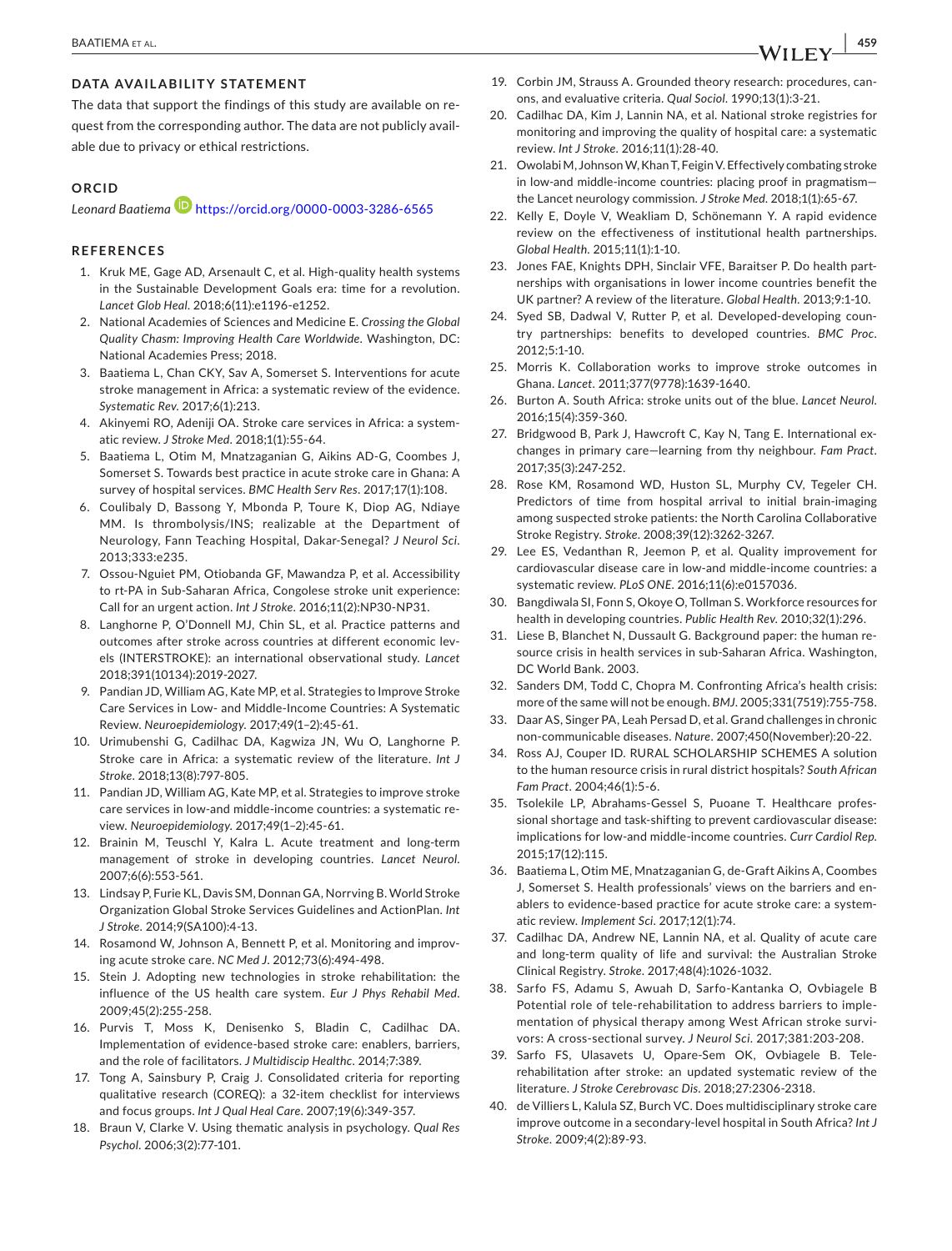## DATA AVAILABILITY STATEMENT

The data that support the findings of this study are available on request from the corresponding author. The data are not publicly available due to privacy or ethical restrictions.

## ORCID

*Leonard Baatiema* https://orcid.org/0000-0003-3286-6565

## REFERENCES

1. Kruk ME, Gage AD, Arsenault C, et al. High-quality health systems in the Sustainable Development Goals era: time for a revolution. *Lancet Glob Heal*. 2018;6(11):e1196-e1252.
2. National Academies of Sciences and Medicine E. *Crossing the Global Quality Chasm: Improving Health Care Worldwide*. Washington, DC: National Academies Press; 2018.
3. Baatiema L, Chan CKY, Sav A, Somerset S. Interventions for acute stroke management in Africa: a systematic review of the evidence. *Systematic Rev*. 2017;6(1):213.
4. Akinyemi RO, Adeniji OA. Stroke care services in Africa: a systematic review. *J Stroke Med*. 2018;1(1):55-64.
5. Baatiema L, Otim M, Mnatzaganian G, Aikins AD-G, Coombes J, Somerset S. Towards best practice in acute stroke care in Ghana: A survey of hospital services. *BMC Health Serv Res*. 2017;17(1):108.
6. Coulibaly D, Bassong Y, Mbonda P, Toure K, Diop AG, Ndiaye MM. Is thrombolysis/INS; realizable at the Department of Neurology, Fann Teaching Hospital, Dakar-Senegal? *J Neurol Sci*. 2013;333:e235.
7. Ossou-Nguiet PM, Otiobanda GF, Mawandza P, et al. Accessibility to rt-PA in Sub-Saharan Africa, Congolese stroke unit experience: Call for an urgent action. *Int J Stroke*. 2016;11(2):NP30-NP31.
8. Langhorne P, O'Donnell MJ, Chin SL, et al. Practice patterns and outcomes after stroke across countries at different economic levels (INTERSTROKE): an international observational study. *Lancet* 2018;391(10134):2019-2027.
9. Pandian JD, William AG, Kate MP, et al. Strategies to Improve Stroke Care Services in Low- and Middle-Income Countries: A Systematic Review. *Neuroepidemiology*. 2017;49(1–2):45-61.
10. Urimubenshi G, Cadilhac DA, Kagwiza JN, Wu O, Langhorne P. Stroke care in Africa: a systematic review of the literature. *Int J Stroke*. 2018;13(8):797-805.
11. Pandian JD, William AG, Kate MP, et al. Strategies to improve stroke care services in low-and middle-income countries: a systematic review. *Neuroepidemiology*. 2017;49(1–2):45-61.
12. Brainin M, Teuschl Y, Kalra L. Acute treatment and long-term management of stroke in developing countries. *Lancet Neurol*. 2007;6(6):553-561.
13. Lindsay P, Furie KL, Davis SM, Donnan GA, Norrving B. World Stroke Organization Global Stroke Services Guidelines and ActionPlan. *Int J Stroke*. 2014;9(SA100):4-13.
14. Rosamond W, Johnson A, Bennett P, et al. Monitoring and improving acute stroke care. *NC Med J*. 2012;73(6):494-498.
15. Stein J. Adopting new technologies in stroke rehabilitation: the influence of the US health care system. *Eur J Phys Rehabil Med*. 2009;45(2):255-258.
16. Purvis T, Moss K, Denisenko S, Bladin C, Cadilhac DA. Implementation of evidence-based stroke care: enablers, barriers, and the role of facilitators. *J Multidiscip Healthc*. 2014;7:389.
17. Tong A, Sainsbury P, Craig J. Consolidated criteria for reporting qualitative research (COREQ): a 32-item checklist for interviews and focus groups. *Int J Qual Heal Care*. 2007;19(6):349-357.
18. Braun V, Clarke V. Using thematic analysis in psychology. *Qual Res Psychol*. 2006;3(2):77-101.
19. Corbin JM, Strauss A. Grounded theory research: procedures, canons, and evaluative criteria. *Qual Sociol*. 1990;13(1):3-21.
20. Cadilhac DA, Kim J, Lannin NA, et al. National stroke registries for monitoring and improving the quality of hospital care: a systematic review. *Int J Stroke*. 2016;11(1):28-40.
21. Owolabi M, Johnson W, Khan T, Feigin V. Effectively combating stroke in low-and middle-income countries: placing proof in pragmatism—the Lancet neurology commission. *J Stroke Med*. 2018;1(1):65-67.
22. Kelly E, Doyle V, Weakliam D, Schönemann Y. A rapid evidence review on the effectiveness of institutional health partnerships. *Global Health*. 2015;11(1):1-10.
23. Jones FAE, Knights DPH, Sinclair VFE, Baraitser P. Do health partnerships with organisations in lower income countries benefit the UK partner? A review of the literature. *Global Health*. 2013;9:1-10.
24. Syed SB, Dadwal V, Rutter P, et al. Developed-developing country partnerships: benefits to developed countries. *BMC Proc*. 2012;5:1-10.
25. Morris K. Collaboration works to improve stroke outcomes in Ghana. *Lancet*. 2011;377(9778):1639-1640.
26. Burton A. South Africa: stroke units out of the blue. *Lancet Neurol*. 2016;15(4):359-360.
27. Bridgwood B, Park J, Hawcroft C, Kay N, Tang E. International exchanges in primary care—learning from thy neighbour. *Fam Pract*. 2017;35(3):247-252.
28. Rose KM, Rosamond WD, Huston SL, Murphy CV, Tegeler CH. Predictors of time from hospital arrival to initial brain-imaging among suspected stroke patients: the North Carolina Collaborative Stroke Registry. *Stroke*. 2008;39(12):3262-3267.
29. Lee ES, Vedanthan R, Jeemon P, et al. Quality improvement for cardiovascular disease care in low-and middle-income countries: a systematic review. *PLoS ONE*. 2016;11(6):e0157036.
30. Bangdiwala SI, Fonn S, Okoye O, Tollman S. Workforce resources for health in developing countries. *Public Health Rev*. 2010;32(1):296.
31. Liese B, Blanchet N, Dussault G. Background paper: the human resource crisis in health services in sub-Saharan Africa. Washington, DC World Bank. 2003.
32. Sanders DM, Todd C, Chopra M. Confronting Africa's health crisis: more of the same will not be enough. *BMJ*. 2005;331(7519):755-758.
33. Daar AS, Singer PA, Leah Persad D, et al. Grand challenges in chronic non-communicable diseases. *Nature*. 2007;450(November):20-22.
34. Ross AJ, Couper ID. RURAL SCHOLARSHIP SCHEMES A solution to the human resource crisis in rural district hospitals? *South African Fam Pract*. 2004;46(1):5-6.
35. Tsolekile LP, Abrahams-Gessel S, Puoane T. Healthcare professional shortage and task-shifting to prevent cardiovascular disease: implications for low-and middle-income countries. *Curr Cardiol Rep*. 2015;17(12):115.
36. Baatiema L, Otim ME, Mnatzaganian G, de-Graft Aikins A, Coombes J, Somerset S. Health professionals' views on the barriers and enablers to evidence-based practice for acute stroke care: a systematic review. *Implement Sci*. 2017;12(1):74.
37. Cadilhac DA, Andrew NE, Lannin NA, et al. Quality of acute care and long-term quality of life and survival: the Australian Stroke Clinical Registry. *Stroke*. 2017;48(4):1026-1032.
38. Sarfo FS, Adamu S, Awuah D, Sarfo-Kantanka O, Ovbiagele B Potential role of tele-rehabilitation to address barriers to implementation of physical therapy among West African stroke survivors: A cross-sectional survey. *J Neurol Sci*. 2017;381:203-208.
39. Sarfo FS, Ulasavets U, Opare-Sem OK, Ovbiagele B. Tele-rehabilitation after stroke: an updated systematic review of the literature. *J Stroke Cerebrovasc Dis*. 2018;27:2306-2318.
40. de Villiers L, Kalula SZ, Burch VC. Does multidisciplinary stroke care improve outcome in a secondary-level hospital in South Africa? *Int J Stroke*. 2009;4(2):89-93.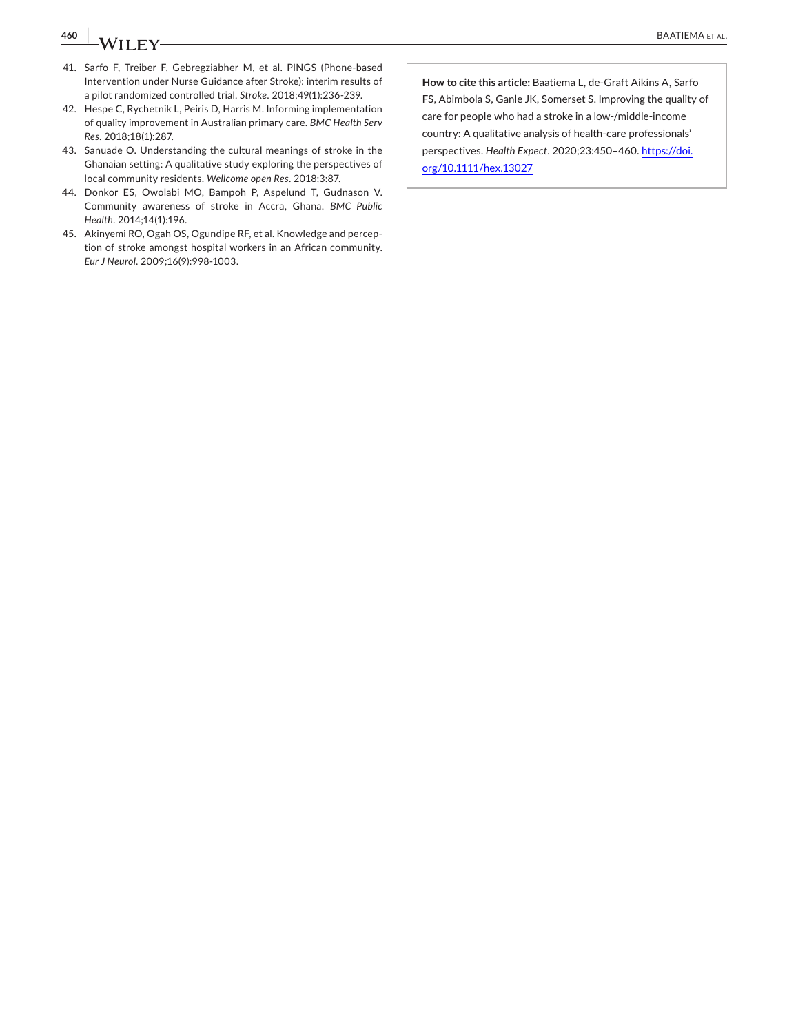41. Sarfo F, Treiber F, Gebregziabher M, et al. PINGS (Phone-based Intervention under Nurse Guidance after Stroke): interim results of a pilot randomized controlled trial. *Stroke*. 2018;49(1):236-239.
42. Hespe C, Rychetnik L, Peiris D, Harris M. Informing implementation of quality improvement in Australian primary care. *BMC Health Serv Res*. 2018;18(1):287.
43. Sanuade O. Understanding the cultural meanings of stroke in the Ghanaian setting: A qualitative study exploring the perspectives of local community residents. *Wellcome open Res*. 2018;3:87.
44. Donkor ES, Owolabi MO, Bampoh P, Aspelund T, Gudnason V. Community awareness of stroke in Accra, Ghana. *BMC Public Health*. 2014;14(1):196.
45. Akinyemi RO, Ogah OS, Ogundipe RF, et al. Knowledge and perception of stroke amongst hospital workers in an African community. *Eur J Neurol*. 2009;16(9):998-1003.

**How to cite this article:** Baatiema L, de-Graft Aikins A, Sarfo FS, Abimbola S, Ganle JK, Somerset S. Improving the quality of care for people who had a stroke in a low-/middle-income country: A qualitative analysis of health-care professionals' perspectives. *Health Expect*. 2020;23:450–460. https://doi.org/10.1111/hex.13027